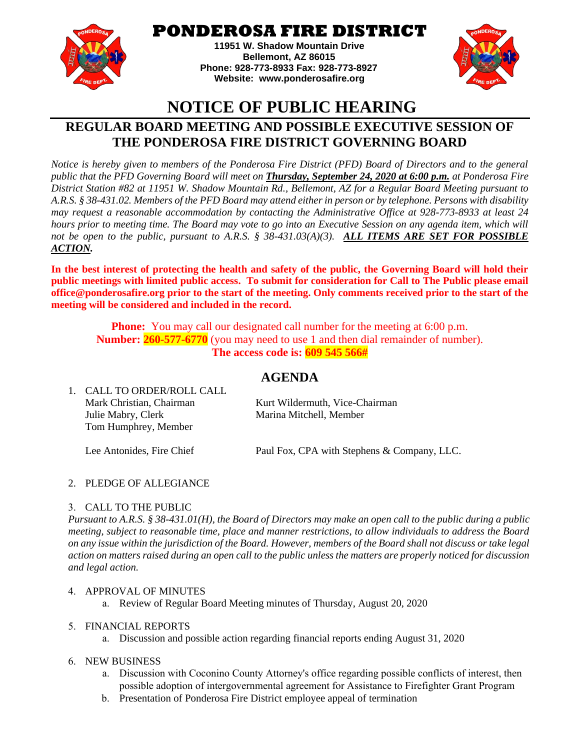# PONDEROSA FIRE DISTRICT

**11951 W. Shadow Mountain Drive**
**Bellemont, AZ 86015**
**Phone: 928-773-8933 Fax: 928-773-8927**
**Website: www.ponderosafire.org**

# NOTICE OF PUBLIC HEARING

## REGULAR BOARD MEETING AND POSSIBLE EXECUTIVE SESSION OF THE PONDEROSA FIRE DISTRICT GOVERNING BOARD

*Notice is hereby given to members of the Ponderosa Fire District (PFD) Board of Directors and to the general public that the PFD Governing Board will meet on* ***Thursday, September 24, 2020 at 6:00 p.m.*** *at Ponderosa Fire District Station #82 at 11951 W. Shadow Mountain Rd., Bellemont, AZ for a Regular Board Meeting pursuant to A.R.S. § 38-431.02. Members of the PFD Board may attend either in person or by telephone. Persons with disability may request a reasonable accommodation by contacting the Administrative Office at 928-773-8933 at least 24 hours prior to meeting time. The Board may vote to go into an Executive Session on any agenda item, which will not be open to the public, pursuant to A.R.S. § 38-431.03(A)(3).* ***ALL ITEMS ARE SET FOR POSSIBLE ACTION.***

**In the best interest of protecting the health and safety of the public, the Governing Board will hold their public meetings with limited public access. To submit for consideration for Call to The Public please email office@ponderosafire.org prior to the start of the meeting. Only comments received prior to the start of the meeting will be considered and included in the record.**

**Phone:** You may call our designated call number for the meeting at 6:00 p.m.
**Number: 260-577-6770** (you may need to use 1 and then dial remainder of number).
**The access code is: 609 545 566#**

## AGENDA

1. CALL TO ORDER/ROLL CALL

   Mark Christian, Chairman
   Kurt Wildermuth, Vice-Chairman
   Julie Mabry, Clerk
   Marina Mitchell, Member
   Tom Humphrey, Member

   Lee Antonides, Fire Chief
   Paul Fox, CPA with Stephens & Company, LLC.

2. PLEDGE OF ALLEGIANCE

3. CALL TO THE PUBLIC

   *Pursuant to A.R.S. § 38-431.01(H), the Board of Directors may make an open call to the public during a public meeting, subject to reasonable time, place and manner restrictions, to allow individuals to address the Board on any issue within the jurisdiction of the Board. However, members of the Board shall not discuss or take legal action on matters raised during an open call to the public unless the matters are properly noticed for discussion and legal action.*

4. APPROVAL OF MINUTES
   a. Review of Regular Board Meeting minutes of Thursday, August 20, 2020

5. FINANCIAL REPORTS
   a. Discussion and possible action regarding financial reports ending August 31, 2020

6. NEW BUSINESS
   a. Discussion with Coconino County Attorney's office regarding possible conflicts of interest, then possible adoption of intergovernmental agreement for Assistance to Firefighter Grant Program
   b. Presentation of Ponderosa Fire District employee appeal of termination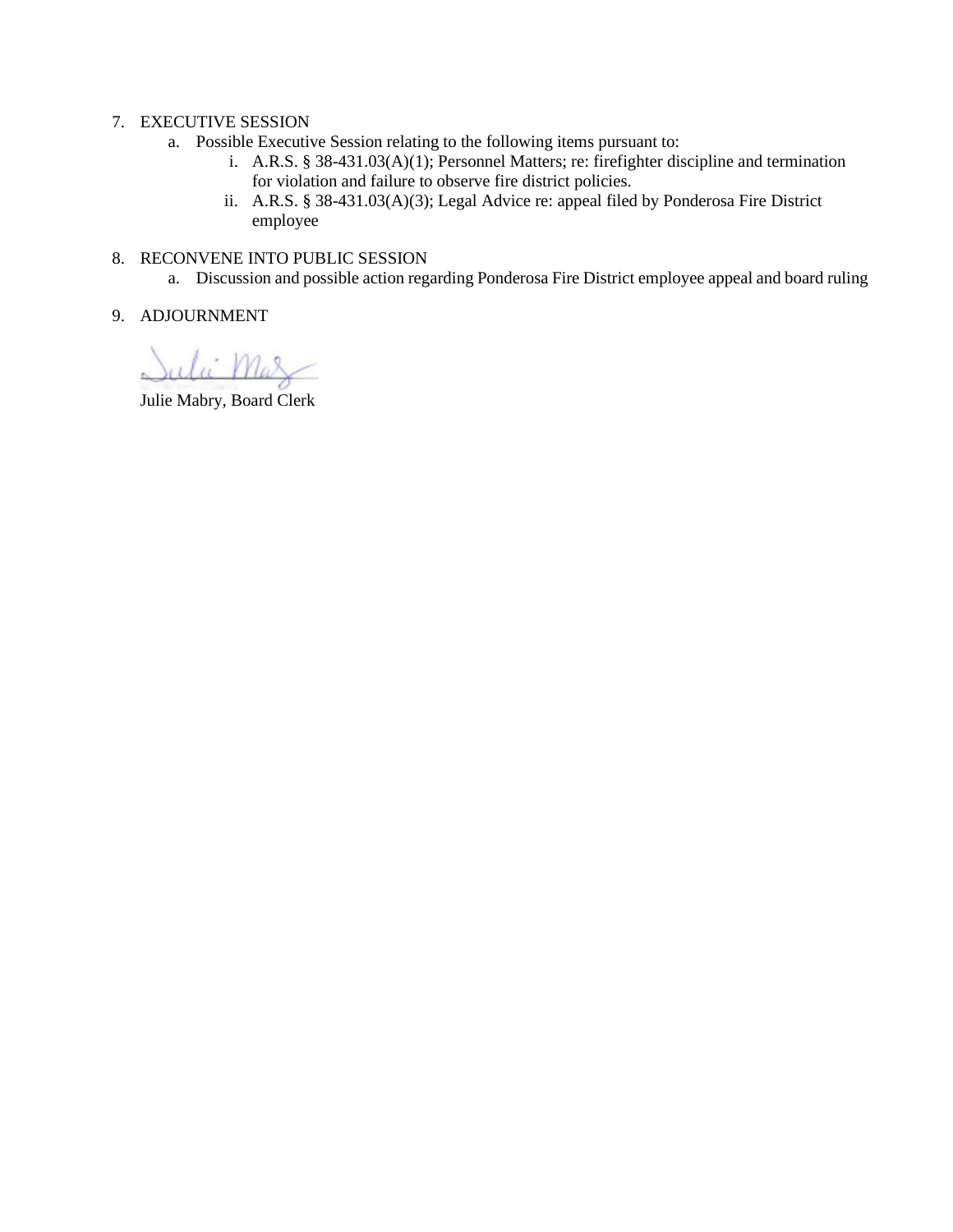7. EXECUTIVE SESSION
   a. Possible Executive Session relating to the following items pursuant to:
      i. A.R.S. § 38-431.03(A)(1); Personnel Matters; re: firefighter discipline and termination for violation and failure to observe fire district policies.
      ii. A.R.S. § 38-431.03(A)(3); Legal Advice re: appeal filed by Ponderosa Fire District employee

8. RECONVENE INTO PUBLIC SESSION
   a. Discussion and possible action regarding Ponderosa Fire District employee appeal and board ruling

9. ADJOURNMENT

Julie Mabry, Board Clerk